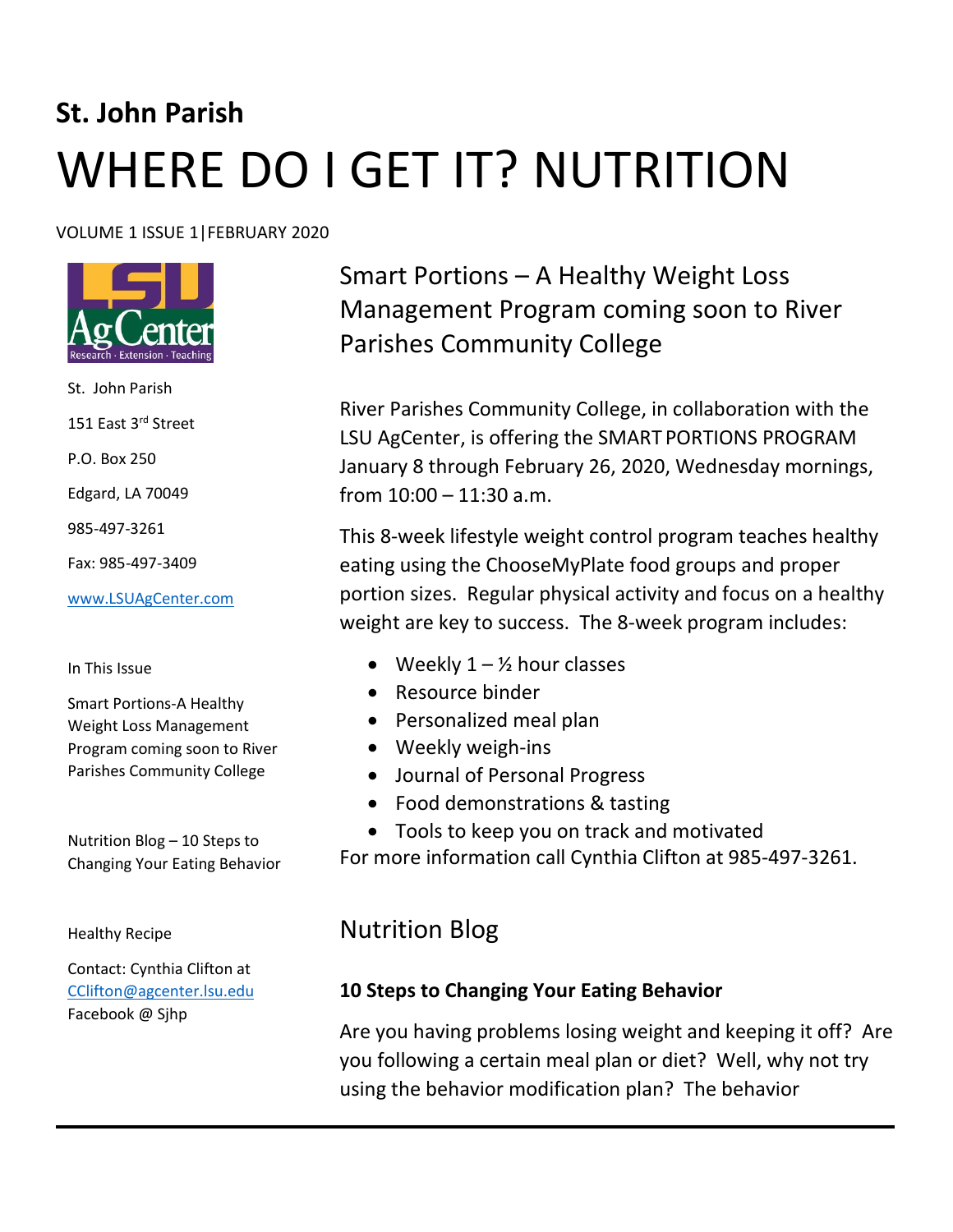# St. John Parish

# WHERE DO I GET IT? NUTRITION

VOLUME 1 ISSUE 1|FEBRUARY 2020

St. John Parish

151 East 3rd Street

P.O. Box 250

Edgard, LA 70049

985-497-3261

Fax: 985-497-3409

www.LSUAgCenter.com

In This Issue

Smart Portions-A Healthy Weight Loss Management Program coming soon to River Parishes Community College

Nutrition Blog – 10 Steps to Changing Your Eating Behavior

Healthy Recipe

Contact: Cynthia Clifton at CClifton@agcenter.lsu.edu
Facebook @ Sjhp

## Smart Portions – A Healthy Weight Loss Management Program coming soon to River Parishes Community College

River Parishes Community College, in collaboration with the LSU AgCenter, is offering the SMART PORTIONS PROGRAM January 8 through February 26, 2020, Wednesday mornings, from 10:00 – 11:30 a.m.

This 8-week lifestyle weight control program teaches healthy eating using the ChooseMyPlate food groups and proper portion sizes. Regular physical activity and focus on a healthy weight are key to success. The 8-week program includes:

- Weekly 1 – ½ hour classes
- Resource binder
- Personalized meal plan
- Weekly weigh-ins
- Journal of Personal Progress
- Food demonstrations & tasting
- Tools to keep you on track and motivated

For more information call Cynthia Clifton at 985-497-3261.

## Nutrition Blog

### 10 Steps to Changing Your Eating Behavior

Are you having problems losing weight and keeping it off? Are you following a certain meal plan or diet? Well, why not try using the behavior modification plan? The behavior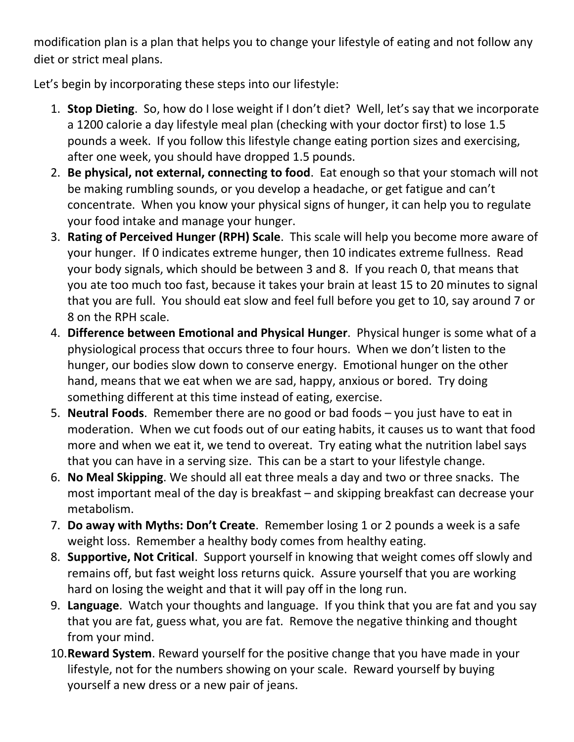modification plan is a plan that helps you to change your lifestyle of eating and not follow any diet or strict meal plans.

Let's begin by incorporating these steps into our lifestyle:

1. **Stop Dieting**. So, how do I lose weight if I don't diet? Well, let's say that we incorporate a 1200 calorie a day lifestyle meal plan (checking with your doctor first) to lose 1.5 pounds a week. If you follow this lifestyle change eating portion sizes and exercising, after one week, you should have dropped 1.5 pounds.
2. **Be physical, not external, connecting to food**. Eat enough so that your stomach will not be making rumbling sounds, or you develop a headache, or get fatigue and can't concentrate. When you know your physical signs of hunger, it can help you to regulate your food intake and manage your hunger.
3. **Rating of Perceived Hunger (RPH) Scale**. This scale will help you become more aware of your hunger. If 0 indicates extreme hunger, then 10 indicates extreme fullness. Read your body signals, which should be between 3 and 8. If you reach 0, that means that you ate too much too fast, because it takes your brain at least 15 to 20 minutes to signal that you are full. You should eat slow and feel full before you get to 10, say around 7 or 8 on the RPH scale.
4. **Difference between Emotional and Physical Hunger**. Physical hunger is some what of a physiological process that occurs three to four hours. When we don't listen to the hunger, our bodies slow down to conserve energy. Emotional hunger on the other hand, means that we eat when we are sad, happy, anxious or bored. Try doing something different at this time instead of eating, exercise.
5. **Neutral Foods**. Remember there are no good or bad foods – you just have to eat in moderation. When we cut foods out of our eating habits, it causes us to want that food more and when we eat it, we tend to overeat. Try eating what the nutrition label says that you can have in a serving size. This can be a start to your lifestyle change.
6. **No Meal Skipping**. We should all eat three meals a day and two or three snacks. The most important meal of the day is breakfast – and skipping breakfast can decrease your metabolism.
7. **Do away with Myths: Don't Create**. Remember losing 1 or 2 pounds a week is a safe weight loss. Remember a healthy body comes from healthy eating.
8. **Supportive, Not Critical**. Support yourself in knowing that weight comes off slowly and remains off, but fast weight loss returns quick. Assure yourself that you are working hard on losing the weight and that it will pay off in the long run.
9. **Language**. Watch your thoughts and language. If you think that you are fat and you say that you are fat, guess what, you are fat. Remove the negative thinking and thought from your mind.
10. **Reward System**. Reward yourself for the positive change that you have made in your lifestyle, not for the numbers showing on your scale. Reward yourself by buying yourself a new dress or a new pair of jeans.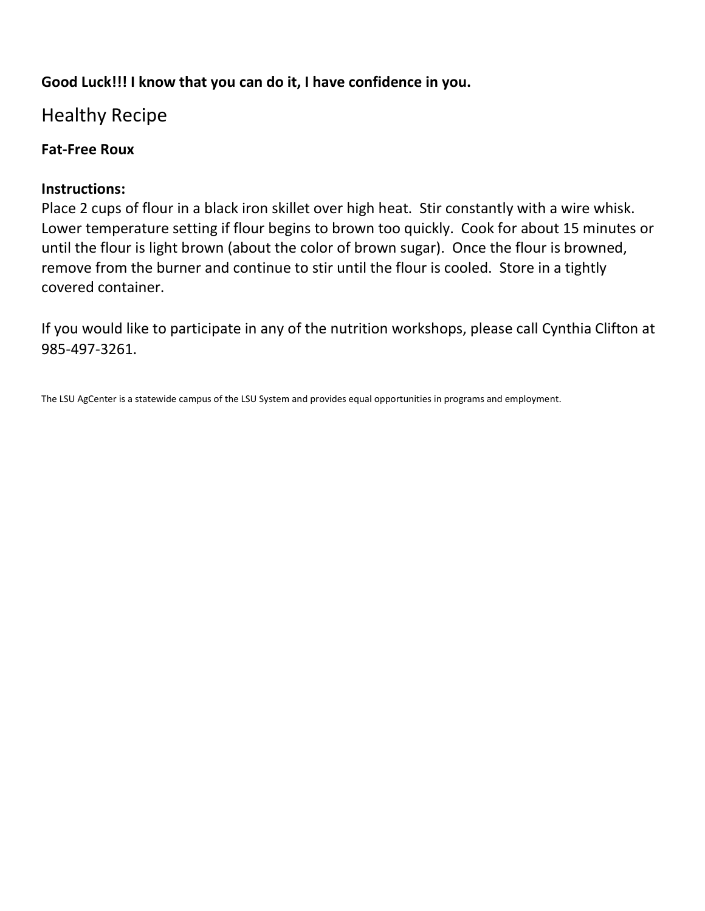**Good Luck!!! I know that you can do it, I have confidence in you.**

## Healthy Recipe

### Fat-Free Roux

**Instructions:**
Place 2 cups of flour in a black iron skillet over high heat. Stir constantly with a wire whisk. Lower temperature setting if flour begins to brown too quickly. Cook for about 15 minutes or until the flour is light brown (about the color of brown sugar). Once the flour is browned, remove from the burner and continue to stir until the flour is cooled. Store in a tightly covered container.

If you would like to participate in any of the nutrition workshops, please call Cynthia Clifton at 985-497-3261.

The LSU AgCenter is a statewide campus of the LSU System and provides equal opportunities in programs and employment.